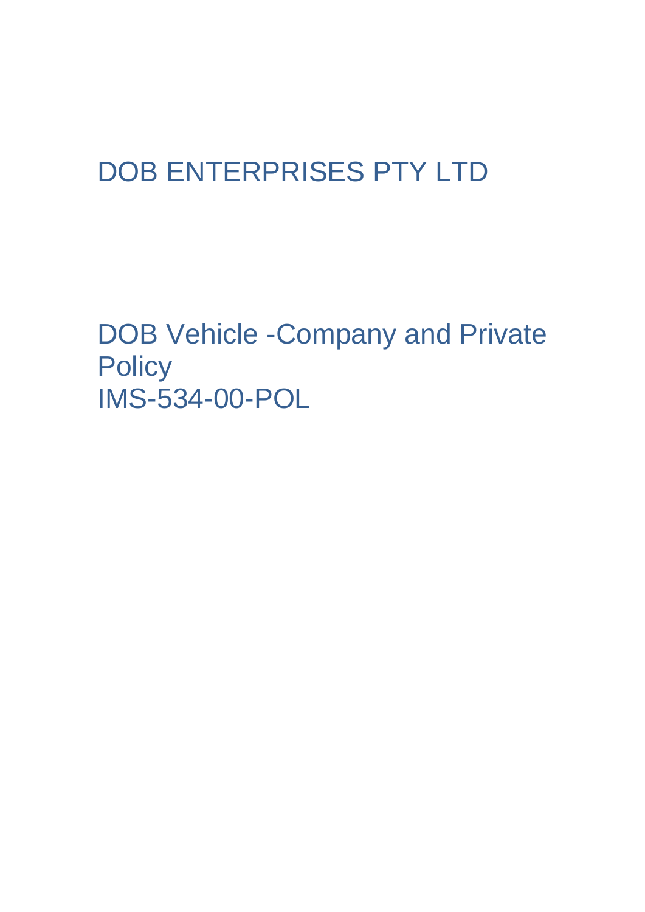# DOB ENTERPRISES PTY LTD

## DOB Vehicle -Company and Private Policy
## IMS-534-00-POL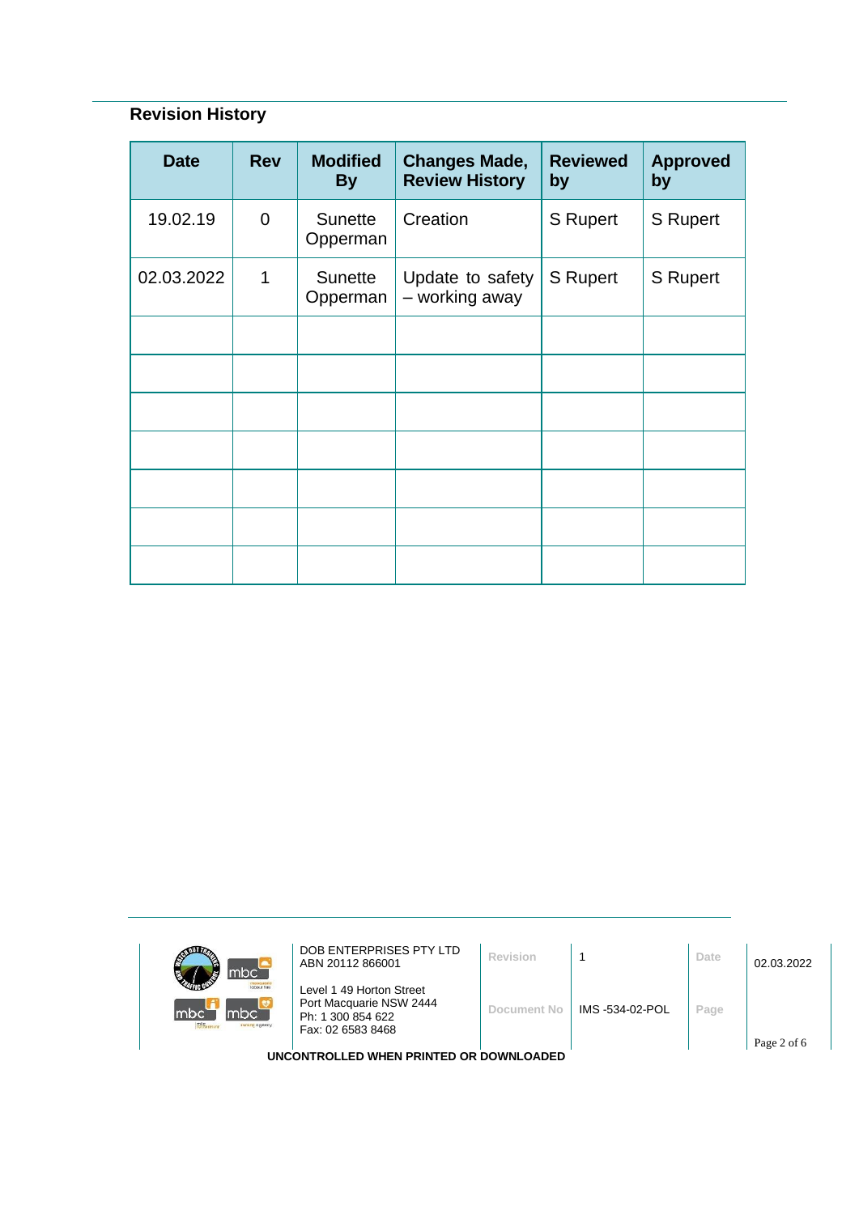## Revision History

| Date | Rev | Modified By | Changes Made, Review History | Reviewed by | Approved by |
|---|---|---|---|---|---|
| 19.02.19 | 0 | Sunette Opperman | Creation | S Rupert | S Rupert |
| 02.03.2022 | 1 | Sunette Opperman | Update to safety – working away | S Rupert | S Rupert |
| | | | | | |
| | | | | | |
| | | | | | |
| | | | | | |
| | | | | | |
| | | | | | |
| | | | | | |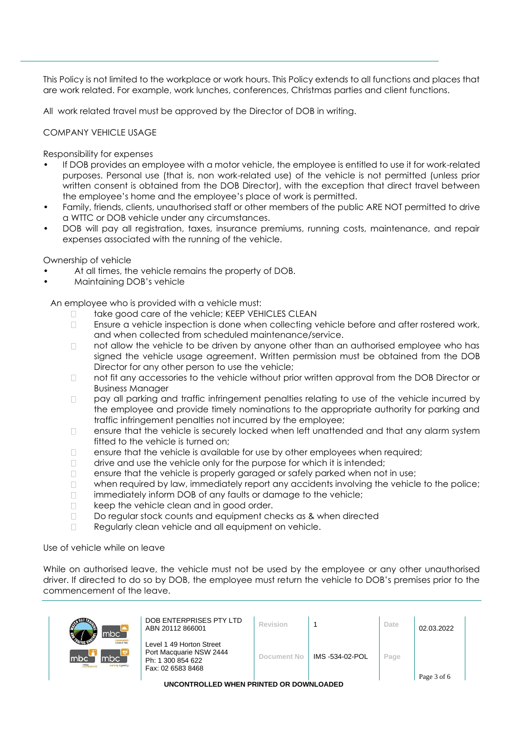This Policy is not limited to the workplace or work hours. This Policy extends to all functions and places that are work related. For example, work lunches, conferences, Christmas parties and client functions.

All work related travel must be approved by the Director of DOB in writing.

COMPANY VEHICLE USAGE

Responsibility for expenses

- If DOB provides an employee with a motor vehicle, the employee is entitled to use it for work-related purposes. Personal use (that is, non work-related use) of the vehicle is not permitted (unless prior written consent is obtained from the DOB Director), with the exception that direct travel between the employee's home and the employee's place of work is permitted.
- Family, friends, clients, unauthorised staff or other members of the public ARE NOT permitted to drive a WTTC or DOB vehicle under any circumstances.
- DOB will pay all registration, taxes, insurance premiums, running costs, maintenance, and repair expenses associated with the running of the vehicle.

Ownership of vehicle

- At all times, the vehicle remains the property of DOB.
- Maintaining DOB's vehicle

An employee who is provided with a vehicle must:

- take good care of the vehicle; KEEP VEHICLES CLEAN
- Ensure a vehicle inspection is done when collecting vehicle before and after rostered work, and when collected from scheduled maintenance/service.
- not allow the vehicle to be driven by anyone other than an authorised employee who has signed the vehicle usage agreement. Written permission must be obtained from the DOB Director for any other person to use the vehicle;
- not fit any accessories to the vehicle without prior written approval from the DOB Director or Business Manager
- pay all parking and traffic infringement penalties relating to use of the vehicle incurred by the employee and provide timely nominations to the appropriate authority for parking and traffic infringement penalties not incurred by the employee;
- ensure that the vehicle is securely locked when left unattended and that any alarm system fitted to the vehicle is turned on;
- ensure that the vehicle is available for use by other employees when required;
- drive and use the vehicle only for the purpose for which it is intended;
- ensure that the vehicle is properly garaged or safely parked when not in use;
- when required by law, immediately report any accidents involving the vehicle to the police;
- immediately inform DOB of any faults or damage to the vehicle;
- keep the vehicle clean and in good order.
- Do regular stock counts and equipment checks as & when directed
- Regularly clean vehicle and all equipment on vehicle.

Use of vehicle while on leave

While on authorised leave, the vehicle must not be used by the employee or any other unauthorised driver. If directed to do so by DOB, the employee must return the vehicle to DOB's premises prior to the commencement of the leave.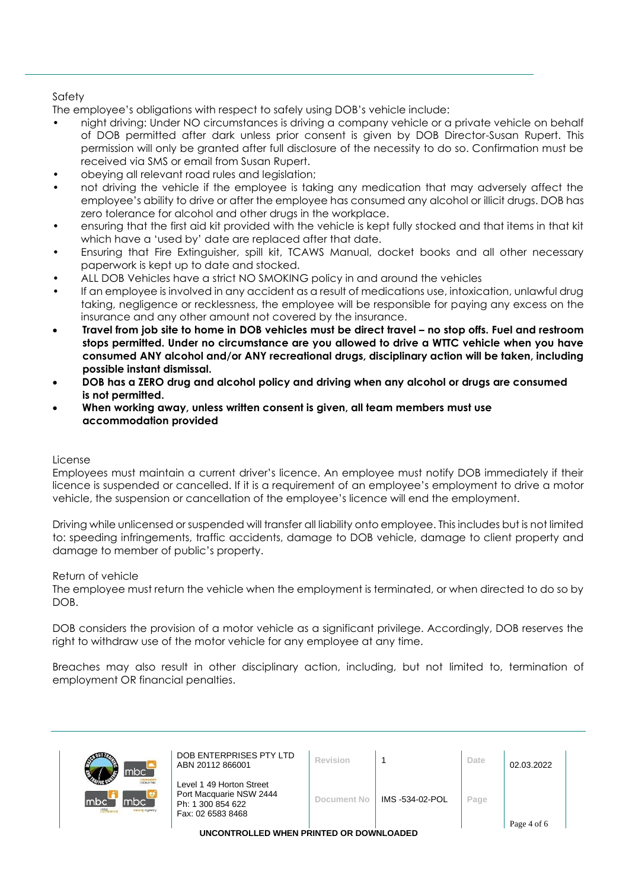Safety

The employee's obligations with respect to safely using DOB's vehicle include:

- night driving: Under NO circumstances is driving a company vehicle or a private vehicle on behalf of DOB permitted after dark unless prior consent is given by DOB Director-Susan Rupert. This permission will only be granted after full disclosure of the necessity to do so. Confirmation must be received via SMS or email from Susan Rupert.
- obeying all relevant road rules and legislation;
- not driving the vehicle if the employee is taking any medication that may adversely affect the employee's ability to drive or after the employee has consumed any alcohol or illicit drugs. DOB has zero tolerance for alcohol and other drugs in the workplace.
- ensuring that the first aid kit provided with the vehicle is kept fully stocked and that items in that kit which have a 'used by' date are replaced after that date.
- Ensuring that Fire Extinguisher, spill kit, TCAWS Manual, docket books and all other necessary paperwork is kept up to date and stocked.
- ALL DOB Vehicles have a strict NO SMOKING policy in and around the vehicles
- If an employee is involved in any accident as a result of medications use, intoxication, unlawful drug taking, negligence or recklessness, the employee will be responsible for paying any excess on the insurance and any other amount not covered by the insurance.
- **Travel from job site to home in DOB vehicles must be direct travel – no stop offs. Fuel and restroom stops permitted. Under no circumstance are you allowed to drive a WTTC vehicle when you have consumed ANY alcohol and/or ANY recreational drugs, disciplinary action will be taken, including possible instant dismissal.**
- **DOB has a ZERO drug and alcohol policy and driving when any alcohol or drugs are consumed is not permitted.**
- **When working away, unless written consent is given, all team members must use accommodation provided**

License

Employees must maintain a current driver's licence. An employee must notify DOB immediately if their licence is suspended or cancelled. If it is a requirement of an employee's employment to drive a motor vehicle, the suspension or cancellation of the employee's licence will end the employment.

Driving while unlicensed or suspended will transfer all liability onto employee. This includes but is not limited to: speeding infringements, traffic accidents, damage to DOB vehicle, damage to client property and damage to member of public's property.

Return of vehicle

The employee must return the vehicle when the employment is terminated, or when directed to do so by DOB.

DOB considers the provision of a motor vehicle as a significant privilege. Accordingly, DOB reserves the right to withdraw use of the motor vehicle for any employee at any time.

Breaches may also result in other disciplinary action, including, but not limited to, termination of employment OR financial penalties.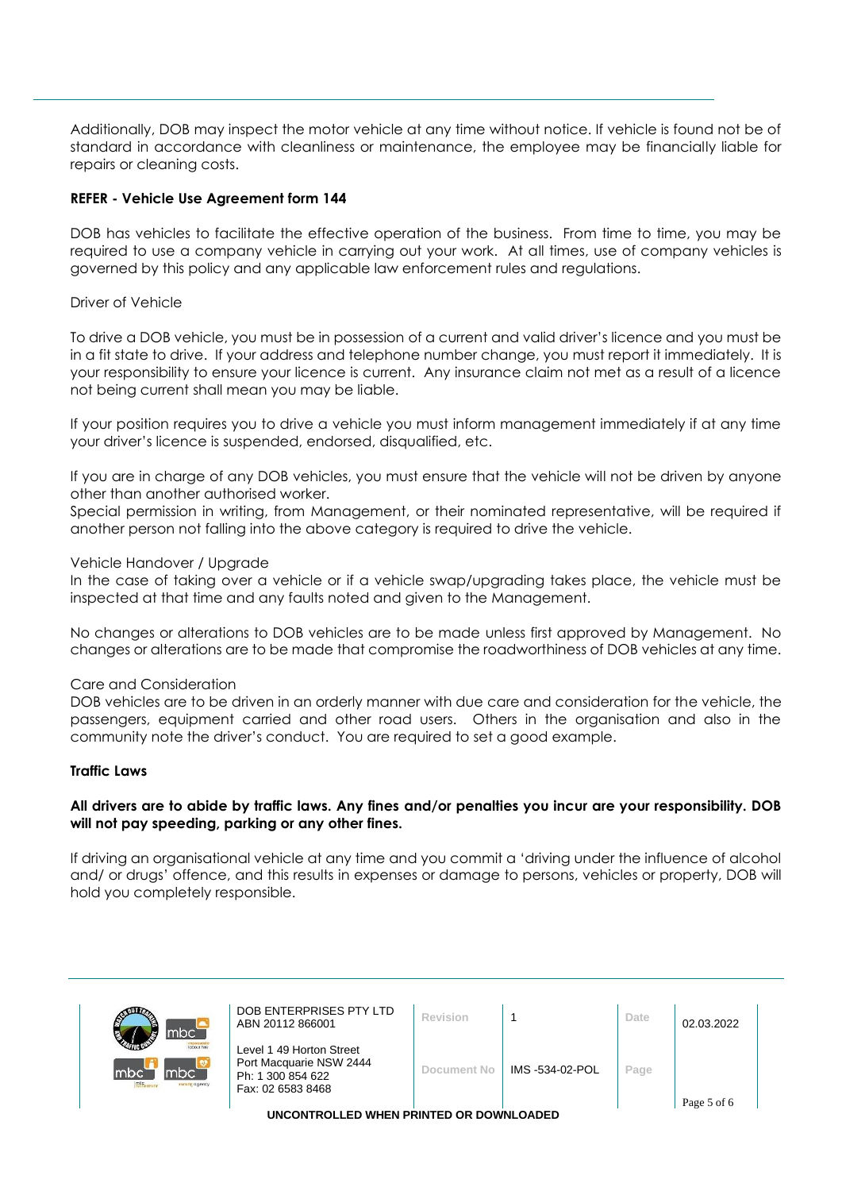Additionally, DOB may inspect the motor vehicle at any time without notice. If vehicle is found not be of standard in accordance with cleanliness or maintenance, the employee may be financially liable for repairs or cleaning costs.

**REFER - Vehicle Use Agreement form 144**

DOB has vehicles to facilitate the effective operation of the business. From time to time, you may be required to use a company vehicle in carrying out your work. At all times, use of company vehicles is governed by this policy and any applicable law enforcement rules and regulations.

Driver of Vehicle

To drive a DOB vehicle, you must be in possession of a current and valid driver's licence and you must be in a fit state to drive. If your address and telephone number change, you must report it immediately. It is your responsibility to ensure your licence is current. Any insurance claim not met as a result of a licence not being current shall mean you may be liable.

If your position requires you to drive a vehicle you must inform management immediately if at any time your driver's licence is suspended, endorsed, disqualified, etc.

If you are in charge of any DOB vehicles, you must ensure that the vehicle will not be driven by anyone other than another authorised worker.
Special permission in writing, from Management, or their nominated representative, will be required if another person not falling into the above category is required to drive the vehicle.

Vehicle Handover / Upgrade
In the case of taking over a vehicle or if a vehicle swap/upgrading takes place, the vehicle must be inspected at that time and any faults noted and given to the Management.

No changes or alterations to DOB vehicles are to be made unless first approved by Management. No changes or alterations are to be made that compromise the roadworthiness of DOB vehicles at any time.

Care and Consideration
DOB vehicles are to be driven in an orderly manner with due care and consideration for the vehicle, the passengers, equipment carried and other road users. Others in the organisation and also in the community note the driver's conduct. You are required to set a good example.

**Traffic Laws**

**All drivers are to abide by traffic laws. Any fines and/or penalties you incur are your responsibility. DOB will not pay speeding, parking or any other fines.**

If driving an organisational vehicle at any time and you commit a 'driving under the influence of alcohol and/ or drugs' offence, and this results in expenses or damage to persons, vehicles or property, DOB will hold you completely responsible.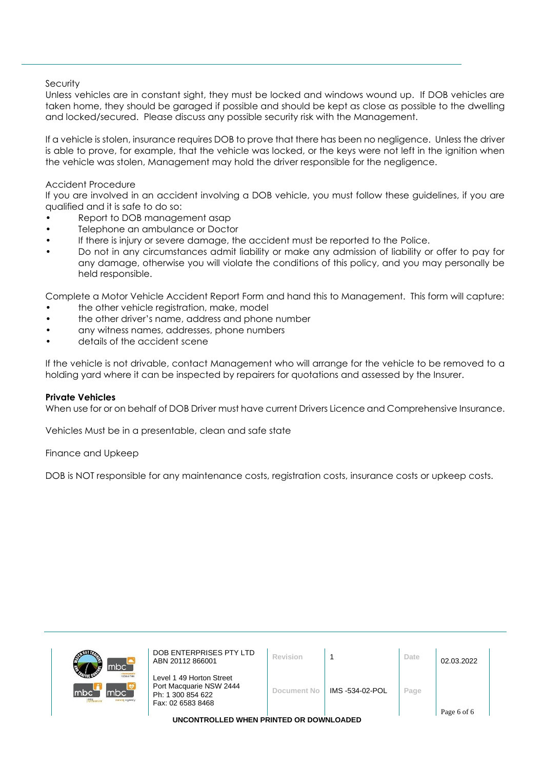Security

Unless vehicles are in constant sight, they must be locked and windows wound up. If DOB vehicles are taken home, they should be garaged if possible and should be kept as close as possible to the dwelling and locked/secured. Please discuss any possible security risk with the Management.

If a vehicle is stolen, insurance requires DOB to prove that there has been no negligence. Unless the driver is able to prove, for example, that the vehicle was locked, or the keys were not left in the ignition when the vehicle was stolen, Management may hold the driver responsible for the negligence.

Accident Procedure

If you are involved in an accident involving a DOB vehicle, you must follow these guidelines, if you are qualified and it is safe to do so:

- Report to DOB management asap
- Telephone an ambulance or Doctor
- If there is injury or severe damage, the accident must be reported to the Police.
- Do not in any circumstances admit liability or make any admission of liability or offer to pay for any damage, otherwise you will violate the conditions of this policy, and you may personally be held responsible.

Complete a Motor Vehicle Accident Report Form and hand this to Management. This form will capture:

- the other vehicle registration, make, model
- the other driver's name, address and phone number
- any witness names, addresses, phone numbers
- details of the accident scene

If the vehicle is not drivable, contact Management who will arrange for the vehicle to be removed to a holding yard where it can be inspected by repairers for quotations and assessed by the Insurer.

**Private Vehicles**

When use for or on behalf of DOB Driver must have current Drivers Licence and Comprehensive Insurance.

Vehicles Must be in a presentable, clean and safe state

Finance and Upkeep

DOB is NOT responsible for any maintenance costs, registration costs, insurance costs or upkeep costs.

| | | | | |
|---|---|---|---|---|
| DOB ENTERPRISES PTY LTD<br>ABN 20112 866001 | Revision | 1 | Date | 02.03.2022 |
| Level 1 49 Horton Street<br>Port Macquarie NSW 2444<br>Ph: 1 300 854 622<br>Fax: 02 6583 8468 | Document No | IMS -534-02-POL | Page | Page 6 of 6 |

UNCONTROLLED WHEN PRINTED OR DOWNLOADED